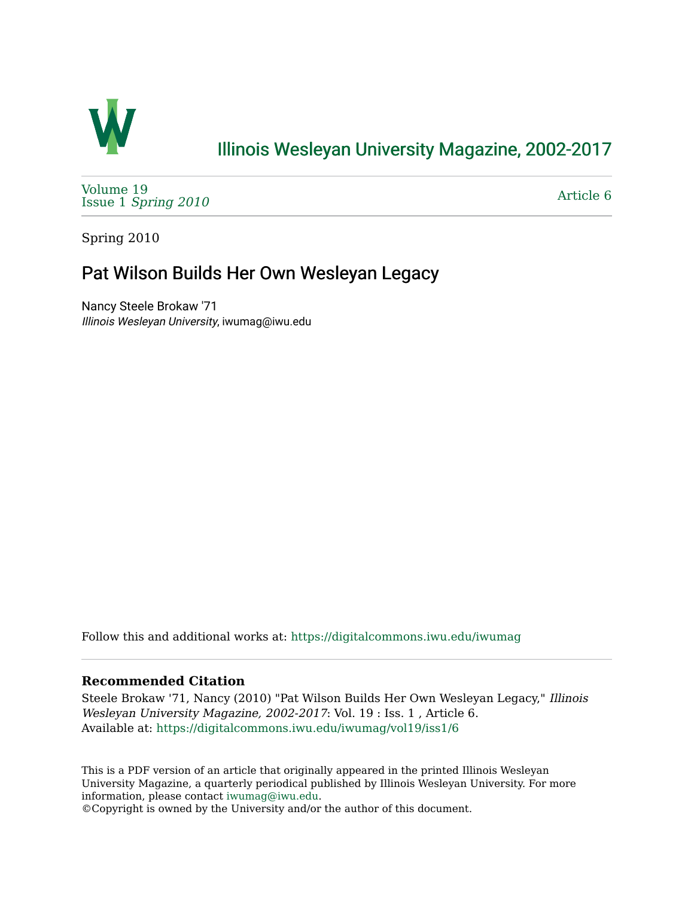Illinois Wesleyan University Magazine, 2002-2017

Volume 19
Issue 1 *Spring 2010*

Article 6

Spring 2010

# Pat Wilson Builds Her Own Wesleyan Legacy

Nancy Steele Brokaw '71
*Illinois Wesleyan University*, iwumag@iwu.edu

Follow this and additional works at: https://digitalcommons.iwu.edu/iwumag

### Recommended Citation

Steele Brokaw '71, Nancy (2010) "Pat Wilson Builds Her Own Wesleyan Legacy," *Illinois Wesleyan University Magazine, 2002-2017*: Vol. 19 : Iss. 1 , Article 6.
Available at: https://digitalcommons.iwu.edu/iwumag/vol19/iss1/6

This is a PDF version of an article that originally appeared in the printed Illinois Wesleyan University Magazine, a quarterly periodical published by Illinois Wesleyan University. For more information, please contact iwumag@iwu.edu.
©Copyright is owned by the University and/or the author of this document.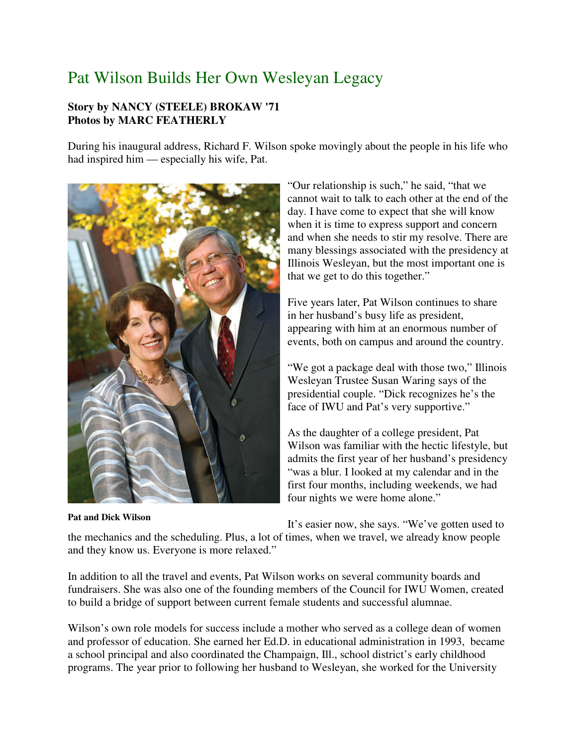# Pat Wilson Builds Her Own Wesleyan Legacy

**Story by NANCY (STEELE) BROKAW '71**
**Photos by MARC FEATHERLY**

During his inaugural address, Richard F. Wilson spoke movingly about the people in his life who had inspired him — especially his wife, Pat.

**Pat and Dick Wilson**

"Our relationship is such," he said, "that we cannot wait to talk to each other at the end of the day. I have come to expect that she will know when it is time to express support and concern and when she needs to stir my resolve. There are many blessings associated with the presidency at Illinois Wesleyan, but the most important one is that we get to do this together."

Five years later, Pat Wilson continues to share in her husband's busy life as president, appearing with him at an enormous number of events, both on campus and around the country.

"We got a package deal with those two," Illinois Wesleyan Trustee Susan Waring says of the presidential couple. "Dick recognizes he's the face of IWU and Pat's very supportive."

As the daughter of a college president, Pat Wilson was familiar with the hectic lifestyle, but admits the first year of her husband's presidency "was a blur. I looked at my calendar and in the first four months, including weekends, we had four nights we were home alone."

It's easier now, she says. "We've gotten used to the mechanics and the scheduling. Plus, a lot of times, when we travel, we already know people and they know us. Everyone is more relaxed."

In addition to all the travel and events, Pat Wilson works on several community boards and fundraisers. She was also one of the founding members of the Council for IWU Women, created to build a bridge of support between current female students and successful alumnae.

Wilson's own role models for success include a mother who served as a college dean of women and professor of education. She earned her Ed.D. in educational administration in 1993, became a school principal and also coordinated the Champaign, Ill., school district's early childhood programs. The year prior to following her husband to Wesleyan, she worked for the University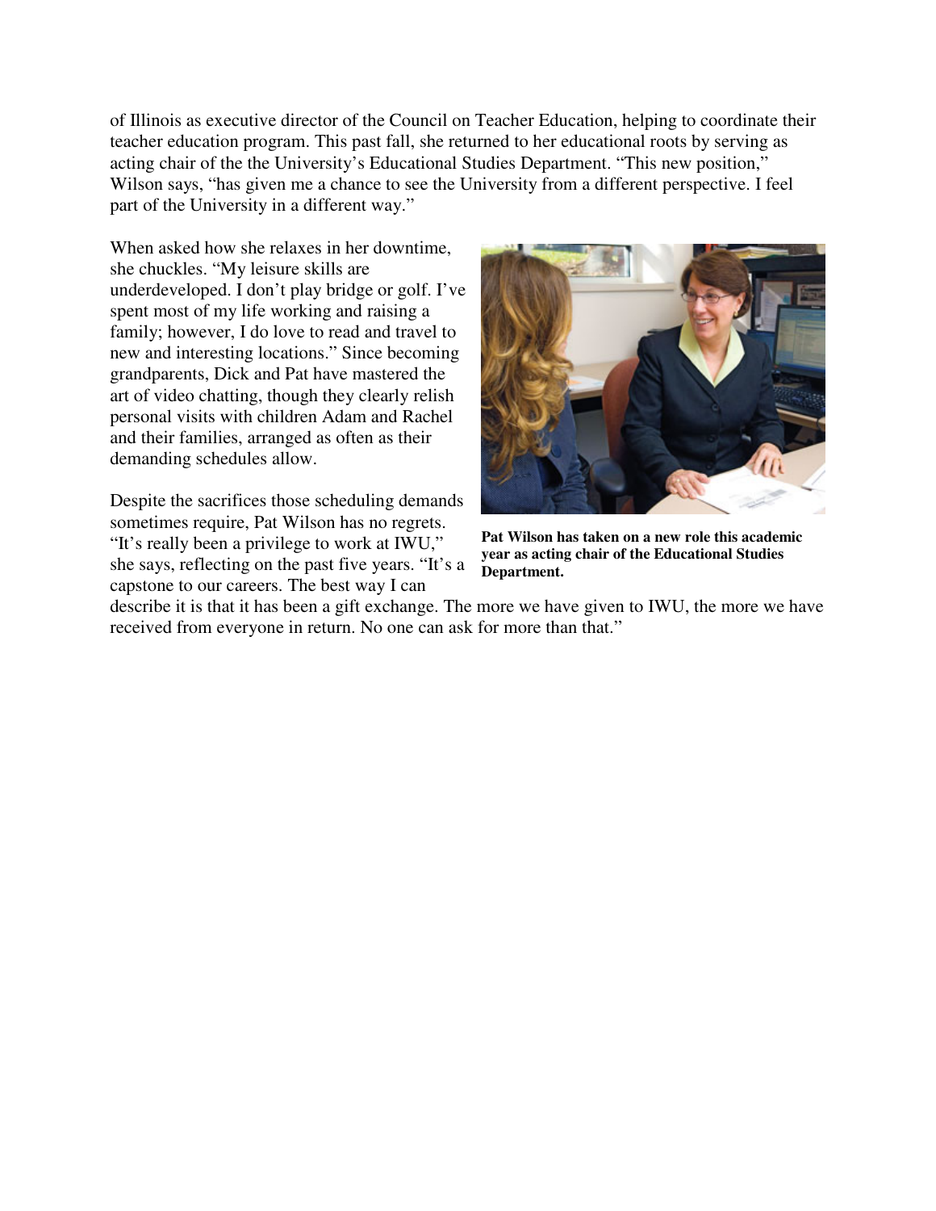of Illinois as executive director of the Council on Teacher Education, helping to coordinate their teacher education program. This past fall, she returned to her educational roots by serving as acting chair of the the University's Educational Studies Department. "This new position," Wilson says, "has given me a chance to see the University from a different perspective. I feel part of the University in a different way."

When asked how she relaxes in her downtime, she chuckles. "My leisure skills are underdeveloped. I don't play bridge or golf. I've spent most of my life working and raising a family; however, I do love to read and travel to new and interesting locations." Since becoming grandparents, Dick and Pat have mastered the art of video chatting, though they clearly relish personal visits with children Adam and Rachel and their families, arranged as often as their demanding schedules allow.

**Pat Wilson has taken on a new role this academic year as acting chair of the Educational Studies Department.**

Despite the sacrifices those scheduling demands sometimes require, Pat Wilson has no regrets. "It's really been a privilege to work at IWU," she says, reflecting on the past five years. "It's a capstone to our careers. The best way I can describe it is that it has been a gift exchange. The more we have given to IWU, the more we have received from everyone in return. No one can ask for more than that."